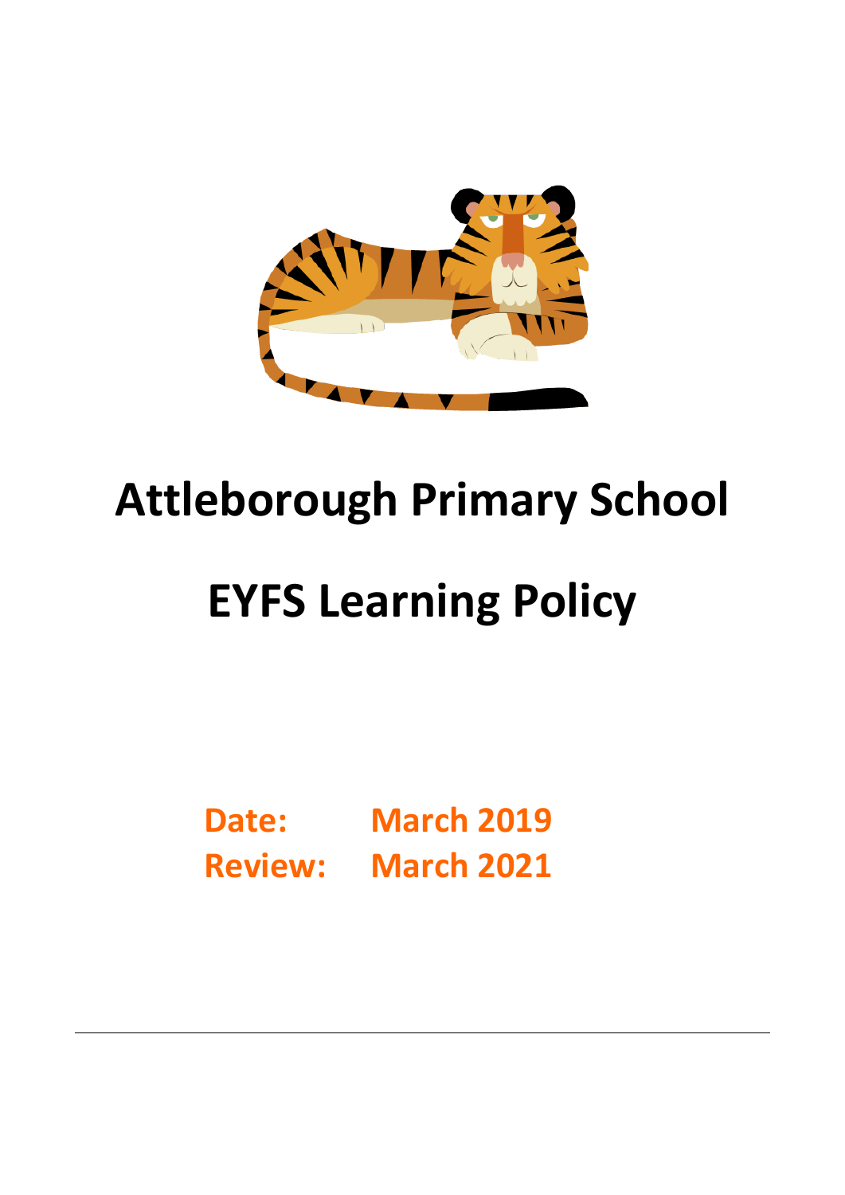# Attleborough Primary School

# EYFS Learning Policy

**Date:** March 2019

**Review:** March 2021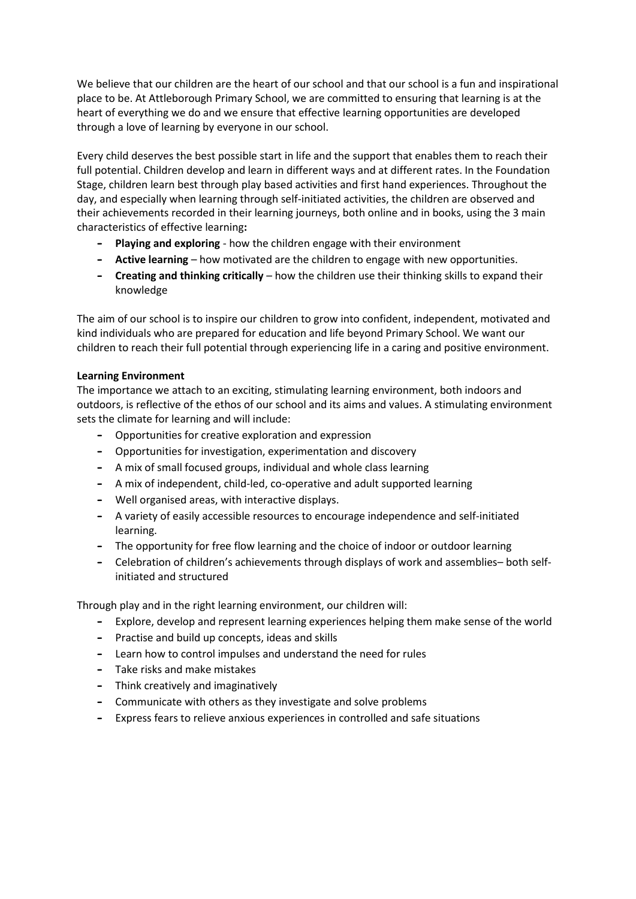We believe that our children are the heart of our school and that our school is a fun and inspirational place to be. At Attleborough Primary School, we are committed to ensuring that learning is at the heart of everything we do and we ensure that effective learning opportunities are developed through a love of learning by everyone in our school.

Every child deserves the best possible start in life and the support that enables them to reach their full potential. Children develop and learn in different ways and at different rates. In the Foundation Stage, children learn best through play based activities and first hand experiences. Throughout the day, and especially when learning through self-initiated activities, the children are observed and their achievements recorded in their learning journeys, both online and in books, using the 3 main characteristics of effective learning**:**

- **Playing and exploring** - how the children engage with their environment
- **Active learning** – how motivated are the children to engage with new opportunities.
- **Creating and thinking critically** – how the children use their thinking skills to expand their knowledge

The aim of our school is to inspire our children to grow into confident, independent, motivated and kind individuals who are prepared for education and life beyond Primary School. We want our children to reach their full potential through experiencing life in a caring and positive environment.

**Learning Environment**

The importance we attach to an exciting, stimulating learning environment, both indoors and outdoors, is reflective of the ethos of our school and its aims and values. A stimulating environment sets the climate for learning and will include:

- Opportunities for creative exploration and expression
- Opportunities for investigation, experimentation and discovery
- A mix of small focused groups, individual and whole class learning
- A mix of independent, child-led, co-operative and adult supported learning
- Well organised areas, with interactive displays.
- A variety of easily accessible resources to encourage independence and self-initiated learning.
- The opportunity for free flow learning and the choice of indoor or outdoor learning
- Celebration of children's achievements through displays of work and assemblies– both self-initiated and structured

Through play and in the right learning environment, our children will:

- Explore, develop and represent learning experiences helping them make sense of the world
- Practise and build up concepts, ideas and skills
- Learn how to control impulses and understand the need for rules
- Take risks and make mistakes
- Think creatively and imaginatively
- Communicate with others as they investigate and solve problems
- Express fears to relieve anxious experiences in controlled and safe situations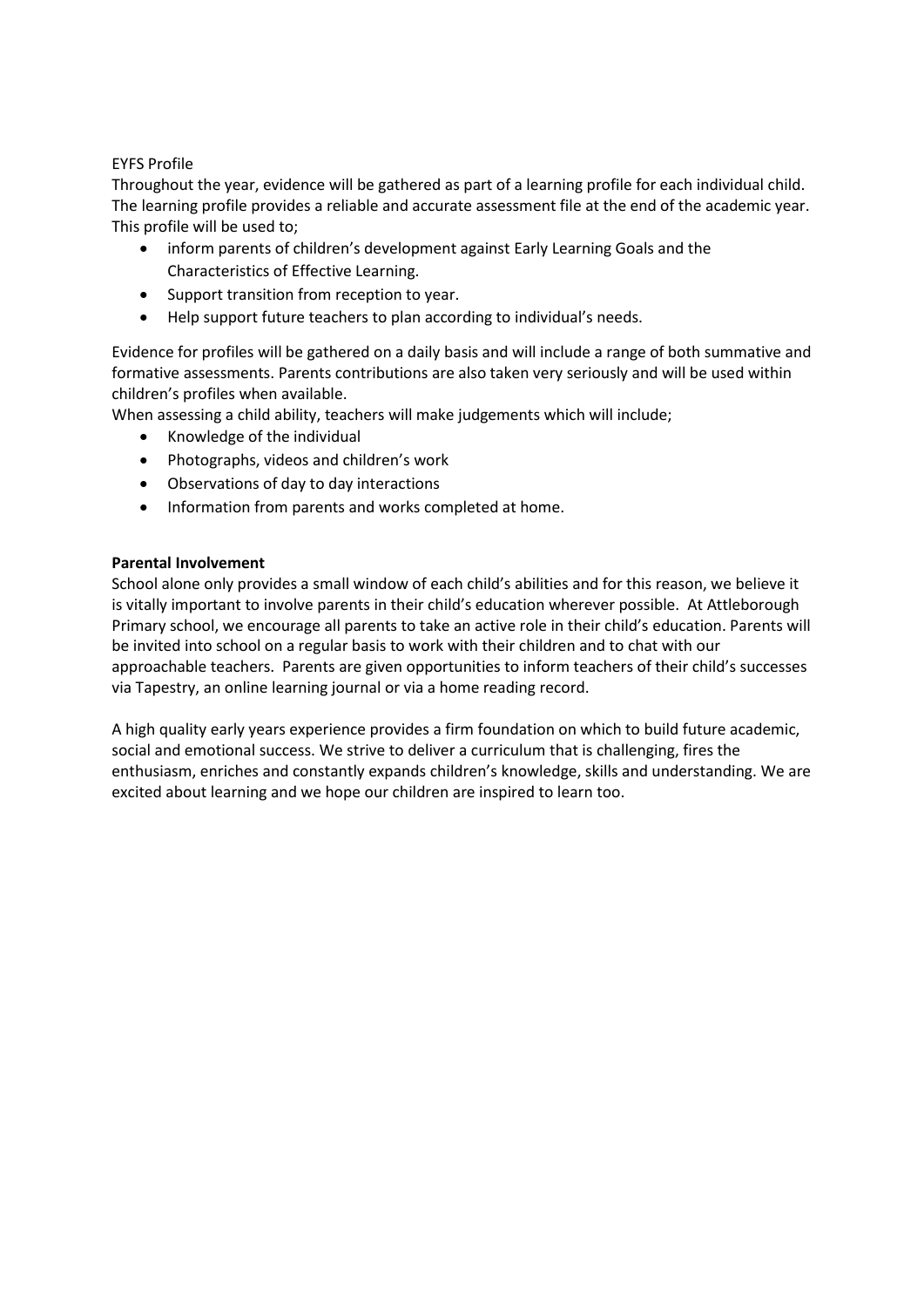EYFS Profile

Throughout the year, evidence will be gathered as part of a learning profile for each individual child. The learning profile provides a reliable and accurate assessment file at the end of the academic year. This profile will be used to;

- inform parents of children's development against Early Learning Goals and the Characteristics of Effective Learning.
- Support transition from reception to year.
- Help support future teachers to plan according to individual's needs.

Evidence for profiles will be gathered on a daily basis and will include a range of both summative and formative assessments. Parents contributions are also taken very seriously and will be used within children's profiles when available.

When assessing a child ability, teachers will make judgements which will include;

- Knowledge of the individual
- Photographs, videos and children's work
- Observations of day to day interactions
- Information from parents and works completed at home.

**Parental Involvement**

School alone only provides a small window of each child's abilities and for this reason, we believe it is vitally important to involve parents in their child's education wherever possible. At Attleborough Primary school, we encourage all parents to take an active role in their child's education. Parents will be invited into school on a regular basis to work with their children and to chat with our approachable teachers. Parents are given opportunities to inform teachers of their child's successes via Tapestry, an online learning journal or via a home reading record.

A high quality early years experience provides a firm foundation on which to build future academic, social and emotional success. We strive to deliver a curriculum that is challenging, fires the enthusiasm, enriches and constantly expands children's knowledge, skills and understanding. We are excited about learning and we hope our children are inspired to learn too.